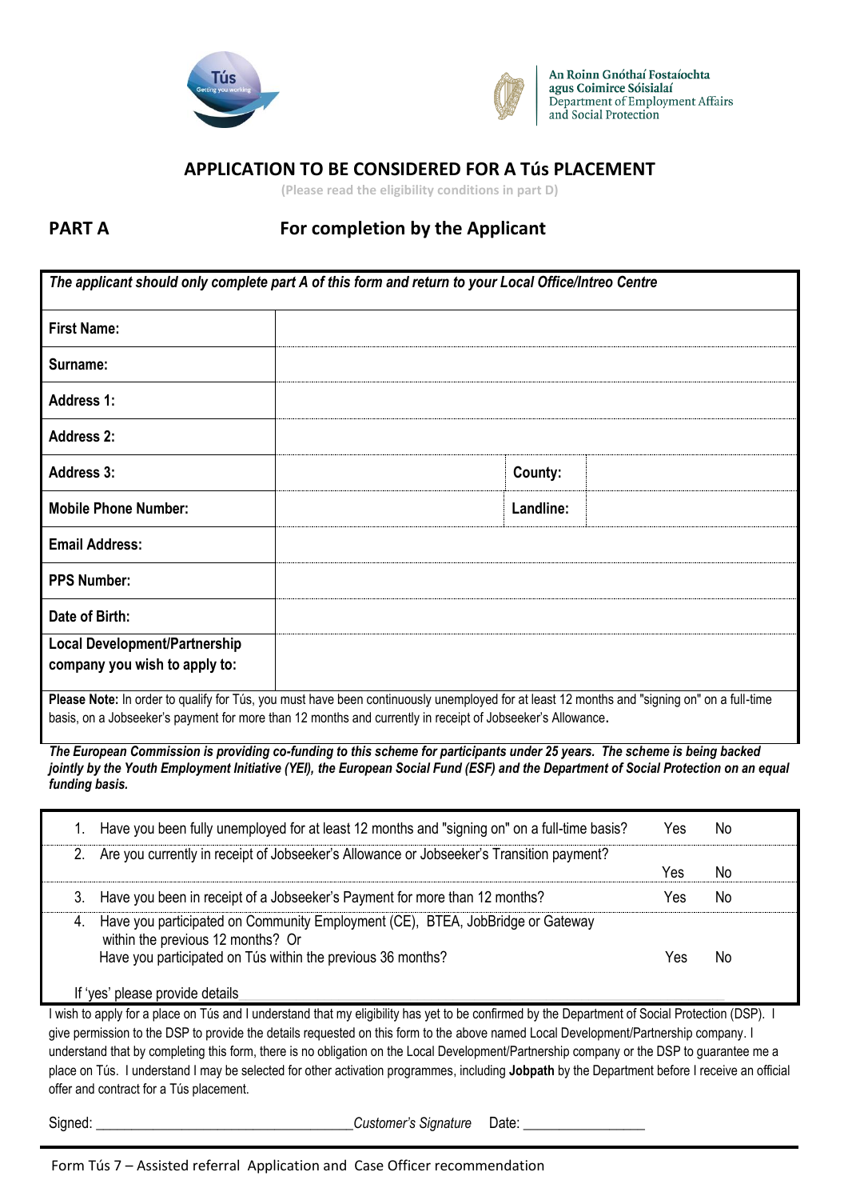An Roinn Gnóthaí Fostaíochta
agus Coimirce Sóisialaí
Department of Employment Affairs
and Social Protection

# APPLICATION TO BE CONSIDERED FOR A Tús PLACEMENT

(Please read the eligibility conditions in part D)

## PART A — For completion by the Applicant

*The applicant should only complete part A of this form and return to your Local Office/Intreo Centre*

| | | | |
|---|---|---|---|
| **First Name:** | | | |
| **Surname:** | | | |
| **Address 1:** | | | |
| **Address 2:** | | | |
| **Address 3:** | | **County:** | |
| **Mobile Phone Number:** | | **Landline:** | |
| **Email Address:** | | | |
| **PPS Number:** | | | |
| **Date of Birth:** | | | |
| **Local Development/Partnership company you wish to apply to:** | | | |

**Please Note:** In order to qualify for Tús, you must have been continuously unemployed for at least 12 months and "signing on" on a full-time basis, on a Jobseeker's payment for more than 12 months and currently in receipt of Jobseeker's Allowance.

***The European Commission is providing co-funding to this scheme for participants under 25 years. The scheme is being backed jointly by the Youth Employment Initiative (YEI), the European Social Fund (ESF) and the Department of Social Protection on an equal funding basis.***

| Question | | |
|---|---|---|
| 1. Have you been fully unemployed for at least 12 months and "signing on" on a full-time basis? | Yes | No |
| 2. Are you currently in receipt of Jobseeker's Allowance or Jobseeker's Transition payment? | Yes | No |
| 3. Have you been in receipt of a Jobseeker's Payment for more than 12 months? | Yes | No |
| 4. Have you participated on Community Employment (CE), BTEA, JobBridge or Gateway within the previous 12 months? Or Have you participated on Tús within the previous 36 months? | Yes | No |

If 'yes' please provide details ____________________

I wish to apply for a place on Tús and I understand that my eligibility has yet to be confirmed by the Department of Social Protection (DSP). I give permission to the DSP to provide the details requested on this form to the above named Local Development/Partnership company. I understand that by completing this form, there is no obligation on the Local Development/Partnership company or the DSP to guarantee me a place on Tús. I understand I may be selected for other activation programmes, including **Jobpath** by the Department before I receive an official offer and contract for a Tús placement.

Signed: ______________________________ *Customer's Signature* Date: ________________

Form Tús 7 – Assisted referral Application and Case Officer recommendation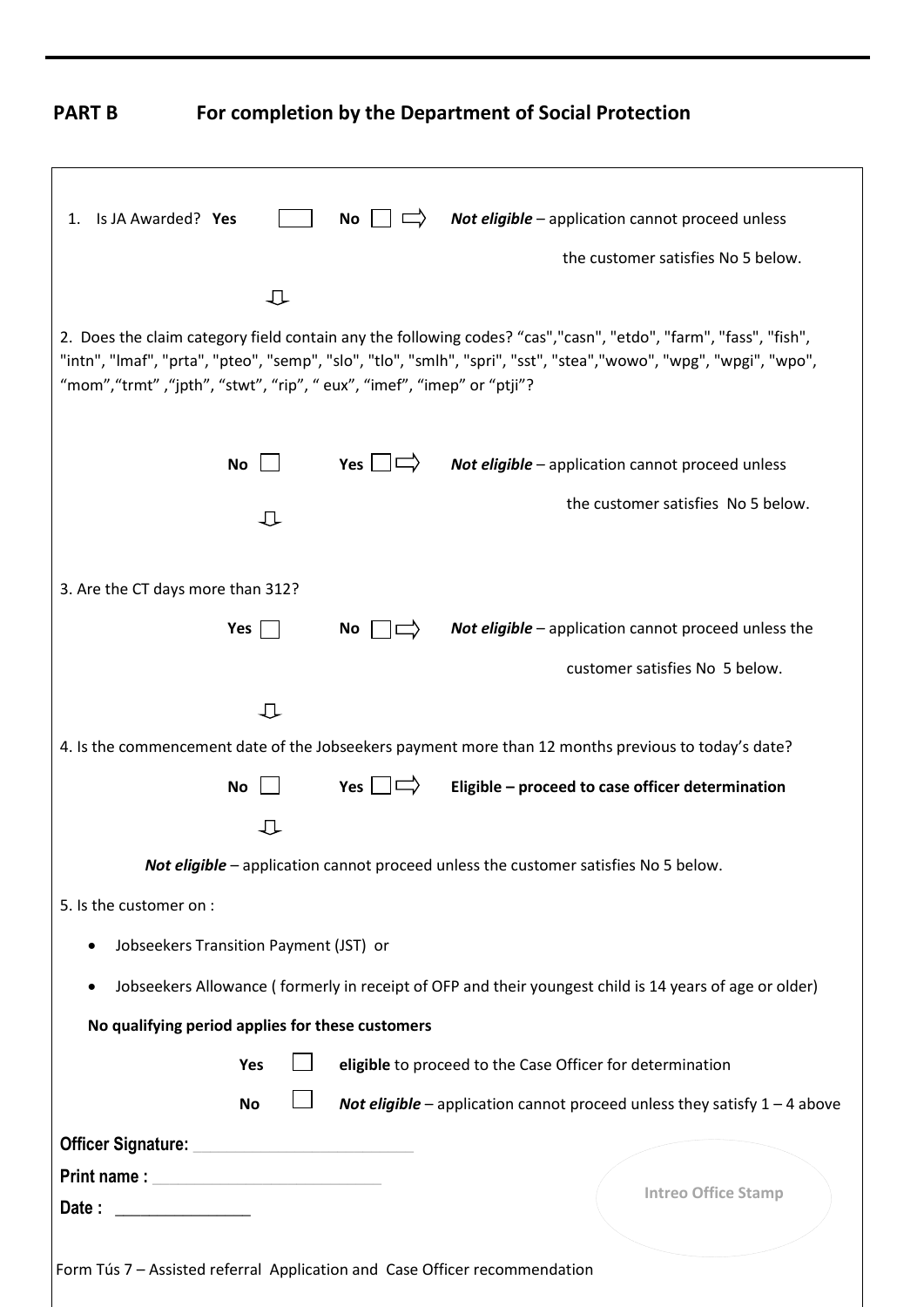## PART B For completion by the Department of Social Protection

1. Is JA Awarded? **Yes** ☐ **No** ☐ ⇨ ***Not eligible*** – application cannot proceed unless the customer satisfies No 5 below.

⇩

2. Does the claim category field contain any the following codes? “cas","casn", "etdo", "farm", "fass", "fish", "intn", "lmaf", "prta", "pteo", "semp", "slo", "tlo", "smlh", "spri", "sst", "stea","wowo", "wpg", "wpgi", "wpo", “mom”,“trmt” ,“jpth”, “stwt”, “rip”, “ eux”, “imef”, “imep” or “ptji”?

**No** ☐ **Yes** ☐ ⇨ ***Not eligible*** – application cannot proceed unless the customer satisfies No 5 below.

⇩

3. Are the CT days more than 312?

**Yes** ☐ **No** ☐ ⇨ ***Not eligible*** – application cannot proceed unless the customer satisfies No 5 below.

⇩

4. Is the commencement date of the Jobseekers payment more than 12 months previous to today’s date?

**No** ☐ **Yes** ☐ ⇨ **Eligible – proceed to case officer determination**

⇩

***Not eligible*** – application cannot proceed unless the customer satisfies No 5 below.

5. Is the customer on :

- Jobseekers Transition Payment (JST) or
- Jobseekers Allowance ( formerly in receipt of OFP and their youngest child is 14 years of age or older)

**No qualifying period applies for these customers**

**Yes** ☐ **eligible** to proceed to the Case Officer for determination

**No** ☐ ***Not eligible*** – application cannot proceed unless they satisfy 1 – 4 above

**Officer Signature:** ______________________

**Print name :** ______________________

**Date :** ______________

Intreo Office Stamp

Form Tús 7 – Assisted referral Application and Case Officer recommendation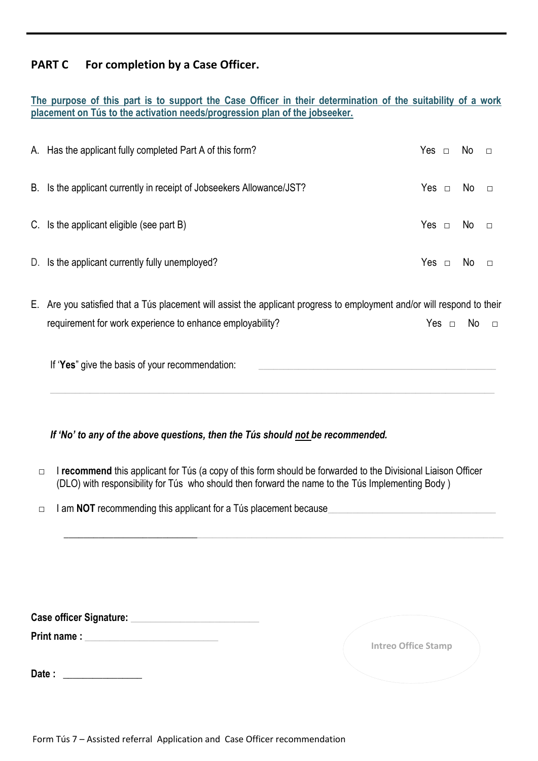## PART C For completion by a Case Officer.

**The purpose of this part is to support the Case Officer in their determination of the suitability of a work placement on Tús to the activation needs/progression plan of the jobseeker.**

A. Has the applicant fully completed Part A of this form? Yes □ No □

B. Is the applicant currently in receipt of Jobseekers Allowance/JST? Yes □ No □

C. Is the applicant eligible (see part B) Yes □ No □

D. Is the applicant currently fully unemployed? Yes □ No □

E. Are you satisfied that a Tús placement will assist the applicant progress to employment and/or will respond to their requirement for work experience to enhance employability? Yes □ No □

If '**Yes**" give the basis of your recommendation: ______________________________________________

________________________________________________________________________________

***If 'No' to any of the above questions, then the Tús should not be recommended.***

□ I **recommend** this applicant for Tús (a copy of this form should be forwarded to the Divisional Liaison Officer (DLO) with responsibility for Tús who should then forward the name to the Tús Implementing Body )

□ I am **NOT** recommending this applicant for a Tús placement because__________________________________

________________________________________________________________________________

**Case officer Signature:** ________________________

**Print name :** ________________________

**Date :** _______________

Intreo Office Stamp

Form Tús 7 – Assisted referral Application and Case Officer recommendation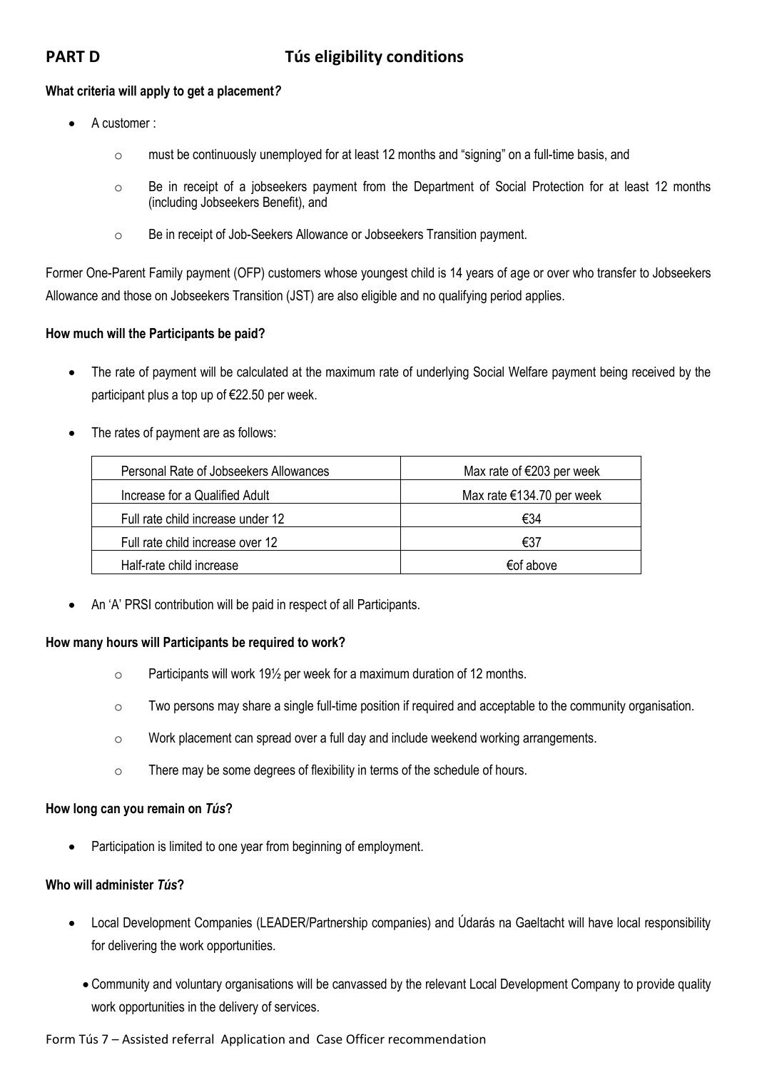# PART D Tús eligibility conditions

**What criteria will apply to get a placement?**

- A customer :
  - must be continuously unemployed for at least 12 months and "signing" on a full-time basis, and
  - Be in receipt of a jobseekers payment from the Department of Social Protection for at least 12 months (including Jobseekers Benefit), and
  - Be in receipt of Job-Seekers Allowance or Jobseekers Transition payment.

Former One-Parent Family payment (OFP) customers whose youngest child is 14 years of age or over who transfer to Jobseekers Allowance and those on Jobseekers Transition (JST) are also eligible and no qualifying period applies.

**How much will the Participants be paid?**

- The rate of payment will be calculated at the maximum rate of underlying Social Welfare payment being received by the participant plus a top up of €22.50 per week.
- The rates of payment are as follows:

| | |
|---|---|
| Personal Rate of Jobseekers Allowances | Max rate of €203 per week |
| Increase for a Qualified Adult | Max rate €134.70 per week |
| Full rate child increase under 12 | €34 |
| Full rate child increase over 12 | €37 |
| Half-rate child increase | €of above |

- An 'A' PRSI contribution will be paid in respect of all Participants.

**How many hours will Participants be required to work?**

- Participants will work 19½ per week for a maximum duration of 12 months.
- Two persons may share a single full-time position if required and acceptable to the community organisation.
- Work placement can spread over a full day and include weekend working arrangements.
- There may be some degrees of flexibility in terms of the schedule of hours.

**How long can you remain on *Tús*?**

- Participation is limited to one year from beginning of employment.

**Who will administer *Tús*?**

- Local Development Companies (LEADER/Partnership companies) and Údarás na Gaeltacht will have local responsibility for delivering the work opportunities.
- Community and voluntary organisations will be canvassed by the relevant Local Development Company to provide quality work opportunities in the delivery of services.